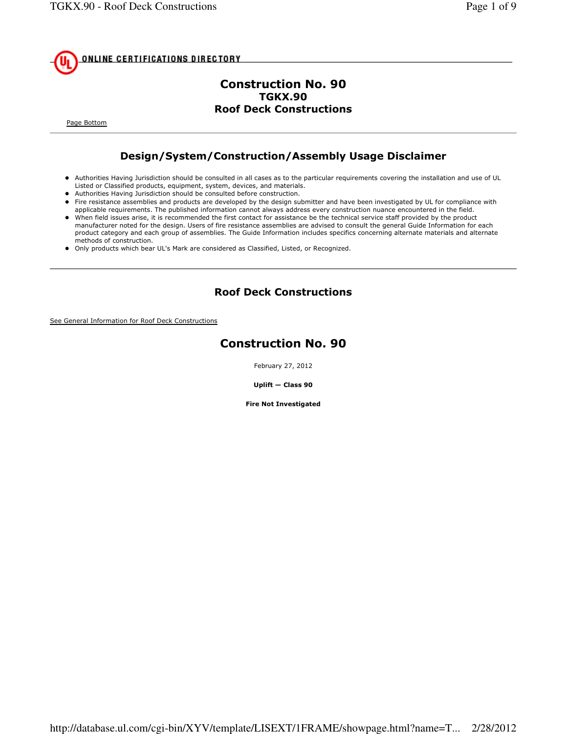ONLINE CERTIFICATIONS DIRECTORY

# Construction No. 90
## TGKX.90
## Roof Deck Constructions

Page Bottom

---

## Design/System/Construction/Assembly Usage Disclaimer

- Authorities Having Jurisdiction should be consulted in all cases as to the particular requirements covering the installation and use of UL Listed or Classified products, equipment, system, devices, and materials.
- Authorities Having Jurisdiction should be consulted before construction.
- Fire resistance assemblies and products are developed by the design submitter and have been investigated by UL for compliance with applicable requirements. The published information cannot always address every construction nuance encountered in the field.
- When field issues arise, it is recommended the first contact for assistance be the technical service staff provided by the product manufacturer noted for the design. Users of fire resistance assemblies are advised to consult the general Guide Information for each product category and each group of assemblies. The Guide Information includes specifics concerning alternate materials and alternate methods of construction.
- Only products which bear UL's Mark are considered as Classified, Listed, or Recognized.

---

## Roof Deck Constructions

See General Information for Roof Deck Constructions

# Construction No. 90

February 27, 2012

**Uplift — Class 90**

**Fire Not Investigated**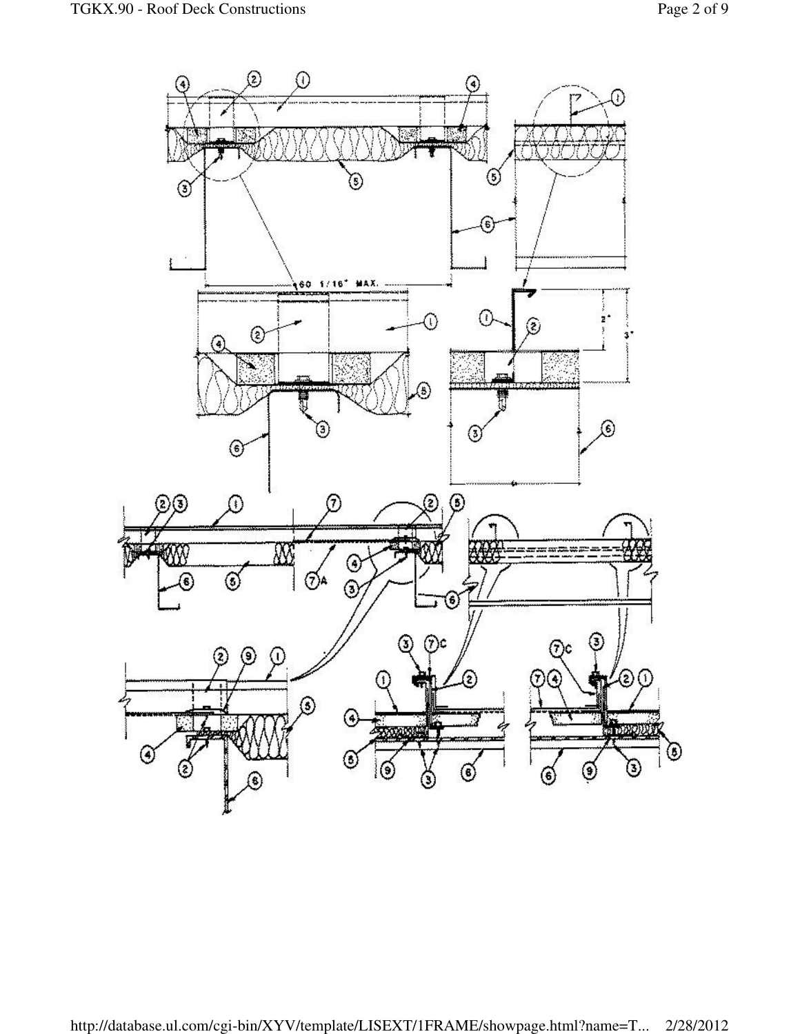60 1/16" MAX.

2"

3"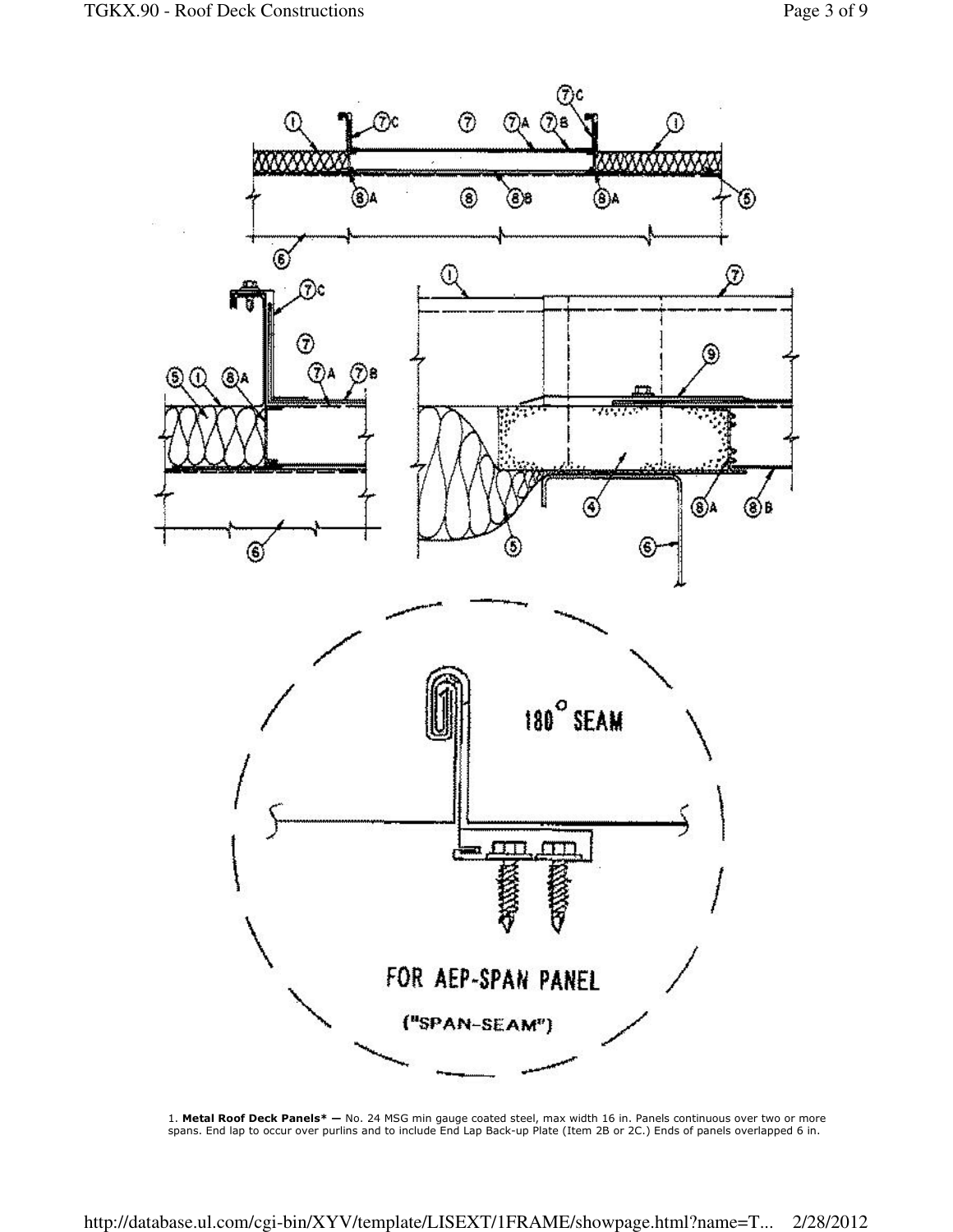1. **Metal Roof Deck Panels* —** No. 24 MSG min gauge coated steel, max width 16 in. Panels continuous over two or more spans. End lap to occur over purlins and to include End Lap Back-up Plate (Item 2B or 2C.) Ends of panels overlapped 6 in.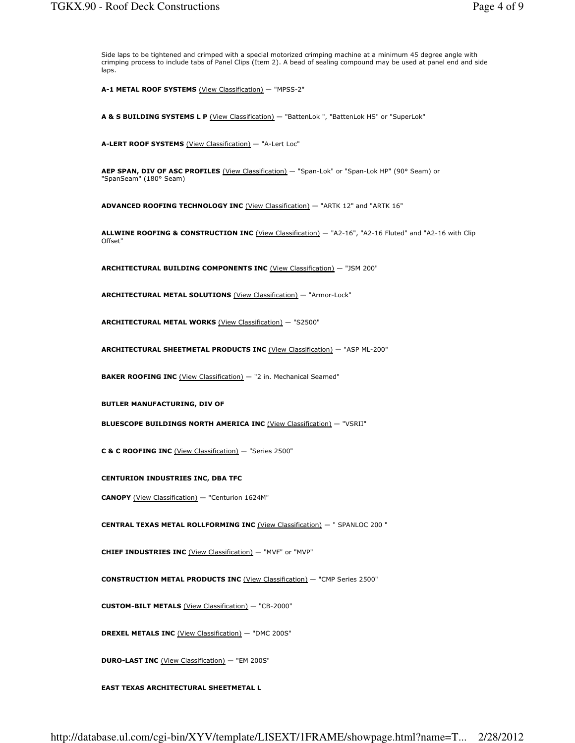Side laps to be tightened and crimped with a special motorized crimping machine at a minimum 45 degree angle with crimping process to include tabs of Panel Clips (Item 2). A bead of sealing compound may be used at panel end and side laps.

**A-1 METAL ROOF SYSTEMS** (View Classification) — "MPSS-2"

**A & S BUILDING SYSTEMS L P** (View Classification) — "BattenLok ", "BattenLok HS" or "SuperLok"

**A-LERT ROOF SYSTEMS** (View Classification) — "A-Lert Loc"

**AEP SPAN, DIV OF ASC PROFILES** (View Classification) — "Span-Lok" or "Span-Lok HP" (90° Seam) or "SpanSeam" (180° Seam)

**ADVANCED ROOFING TECHNOLOGY INC** (View Classification) — "ARTK 12" and "ARTK 16"

**ALLWINE ROOFING & CONSTRUCTION INC** (View Classification) — "A2-16", "A2-16 Fluted" and "A2-16 with Clip Offset"

**ARCHITECTURAL BUILDING COMPONENTS INC** (View Classification) — "JSM 200"

**ARCHITECTURAL METAL SOLUTIONS** (View Classification) — "Armor-Lock"

**ARCHITECTURAL METAL WORKS** (View Classification) — "S2500"

**ARCHITECTURAL SHEETMETAL PRODUCTS INC** (View Classification) — "ASP ML-200"

**BAKER ROOFING INC** (View Classification) — "2 in. Mechanical Seamed"

**BUTLER MANUFACTURING, DIV OF**

**BLUESCOPE BUILDINGS NORTH AMERICA INC** (View Classification) — "VSRII"

**C & C ROOFING INC** (View Classification) — "Series 2500"

**CENTURION INDUSTRIES INC, DBA TFC**

**CANOPY** (View Classification) — "Centurion 1624M"

**CENTRAL TEXAS METAL ROLLFORMING INC** (View Classification) — " SPANLOC 200 "

**CHIEF INDUSTRIES INC** (View Classification) — "MVF" or "MVP"

**CONSTRUCTION METAL PRODUCTS INC** (View Classification) — "CMP Series 2500"

**CUSTOM-BILT METALS** (View Classification) — "CB-2000"

**DREXEL METALS INC** (View Classification) — "DMC 200S"

**DURO-LAST INC** (View Classification) — "EM 200S"

**EAST TEXAS ARCHITECTURAL SHEETMETAL L**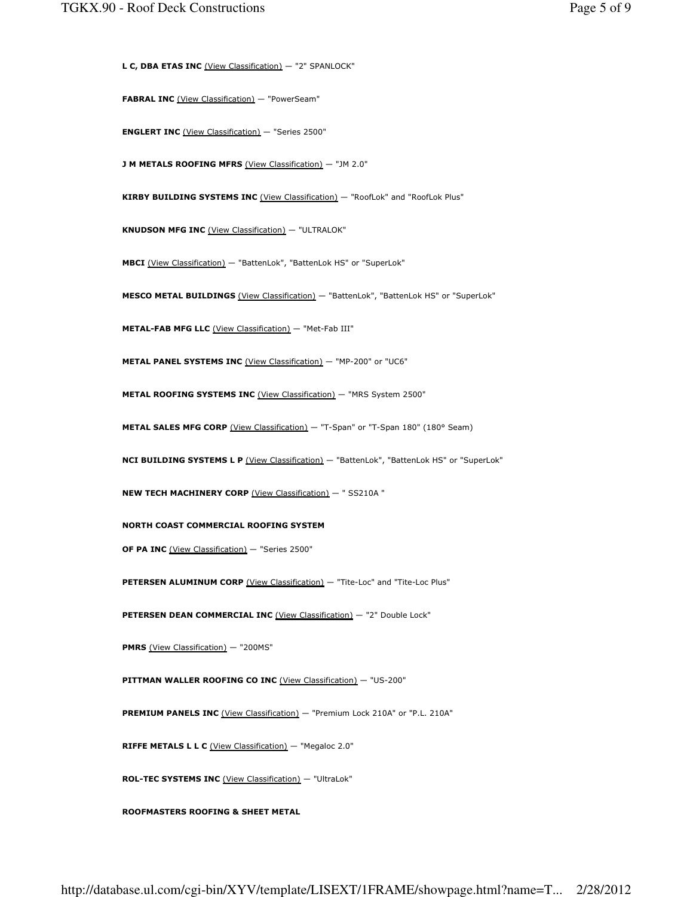**L C, DBA ETAS INC** (View Classification) — "2" SPANLOCK"

**FABRAL INC** (View Classification) — "PowerSeam"

**ENGLERT INC** (View Classification) — "Series 2500"

**J M METALS ROOFING MFRS** (View Classification) — "JM 2.0"

**KIRBY BUILDING SYSTEMS INC** (View Classification) — "RoofLok" and "RoofLok Plus"

**KNUDSON MFG INC** (View Classification) — "ULTRALOK"

**MBCI** (View Classification) — "BattenLok", "BattenLok HS" or "SuperLok"

**MESCO METAL BUILDINGS** (View Classification) — "BattenLok", "BattenLok HS" or "SuperLok"

**METAL-FAB MFG LLC** (View Classification) — "Met-Fab III"

**METAL PANEL SYSTEMS INC** (View Classification) — "MP-200" or "UC6"

**METAL ROOFING SYSTEMS INC** (View Classification) — "MRS System 2500"

**METAL SALES MFG CORP** (View Classification) — "T-Span" or "T-Span 180" (180° Seam)

**NCI BUILDING SYSTEMS L P** (View Classification) — "BattenLok", "BattenLok HS" or "SuperLok"

**NEW TECH MACHINERY CORP** (View Classification) — " SS210A "

**NORTH COAST COMMERCIAL ROOFING SYSTEM**

**OF PA INC** (View Classification) — "Series 2500"

**PETERSEN ALUMINUM CORP** (View Classification) — "Tite-Loc" and "Tite-Loc Plus"

**PETERSEN DEAN COMMERCIAL INC** (View Classification) — "2" Double Lock"

**PMRS** (View Classification) — "200MS"

**PITTMAN WALLER ROOFING CO INC** (View Classification) — "US-200"

**PREMIUM PANELS INC** (View Classification) — "Premium Lock 210A" or "P.L. 210A"

**RIFFE METALS L L C** (View Classification) — "Megaloc 2.0"

**ROL-TEC SYSTEMS INC** (View Classification) — "UltraLok"

**ROOFMASTERS ROOFING & SHEET METAL**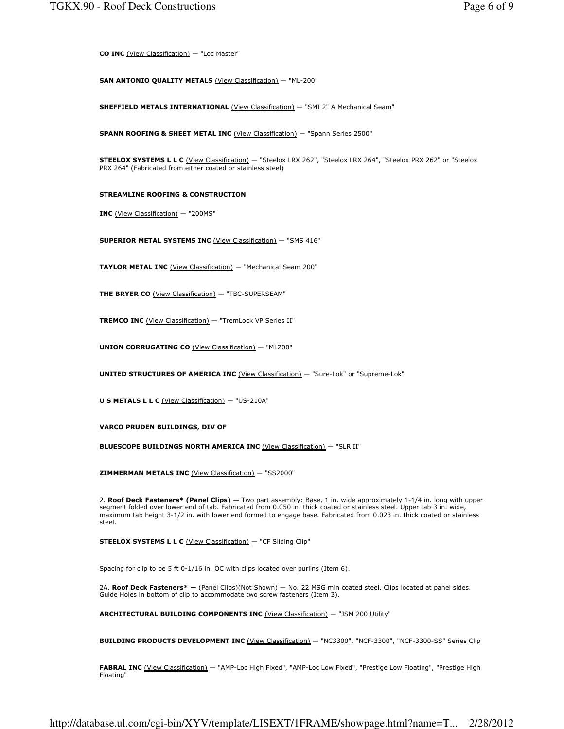**CO INC** (View Classification) — "Loc Master"

**SAN ANTONIO QUALITY METALS** (View Classification) — "ML-200"

**SHEFFIELD METALS INTERNATIONAL** (View Classification) — "SMI 2" A Mechanical Seam"

**SPANN ROOFING & SHEET METAL INC** (View Classification) — "Spann Series 2500"

**STEELOX SYSTEMS L L C** (View Classification) — "Steelox LRX 262", "Steelox LRX 264", "Steelox PRX 262" or "Steelox PRX 264" (Fabricated from either coated or stainless steel)

**STREAMLINE ROOFING & CONSTRUCTION**

**INC** (View Classification) — "200MS"

**SUPERIOR METAL SYSTEMS INC** (View Classification) — "SMS 416"

**TAYLOR METAL INC** (View Classification) — "Mechanical Seam 200"

**THE BRYER CO** (View Classification) — "TBC-SUPERSEAM"

**TREMCO INC** (View Classification) — "TremLock VP Series II"

**UNION CORRUGATING CO** (View Classification) — "ML200"

**UNITED STRUCTURES OF AMERICA INC** (View Classification) — "Sure-Lok" or "Supreme-Lok"

**U S METALS L L C** (View Classification) — "US-210A"

**VARCO PRUDEN BUILDINGS, DIV OF**

**BLUESCOPE BUILDINGS NORTH AMERICA INC** (View Classification) — "SLR II"

**ZIMMERMAN METALS INC** (View Classification) — "SS2000"

2. **Roof Deck Fasteners* (Panel Clips) —** Two part assembly: Base, 1 in. wide approximately 1-1/4 in. long with upper segment folded over lower end of tab. Fabricated from 0.050 in. thick coated or stainless steel. Upper tab 3 in. wide, maximum tab height 3-1/2 in. with lower end formed to engage base. Fabricated from 0.023 in. thick coated or stainless steel.

**STEELOX SYSTEMS L L C** (View Classification) — "CF Sliding Clip"

Spacing for clip to be 5 ft 0-1/16 in. OC with clips located over purlins (Item 6).

2A. **Roof Deck Fasteners* —** (Panel Clips)(Not Shown) — No. 22 MSG min coated steel. Clips located at panel sides. Guide Holes in bottom of clip to accommodate two screw fasteners (Item 3).

**ARCHITECTURAL BUILDING COMPONENTS INC** (View Classification) — "JSM 200 Utility"

**BUILDING PRODUCTS DEVELOPMENT INC** (View Classification) — "NC3300", "NCF-3300", "NCF-3300-SS" Series Clip

**FABRAL INC** (View Classification) — "AMP-Loc High Fixed", "AMP-Loc Low Fixed", "Prestige Low Floating", "Prestige High Floating"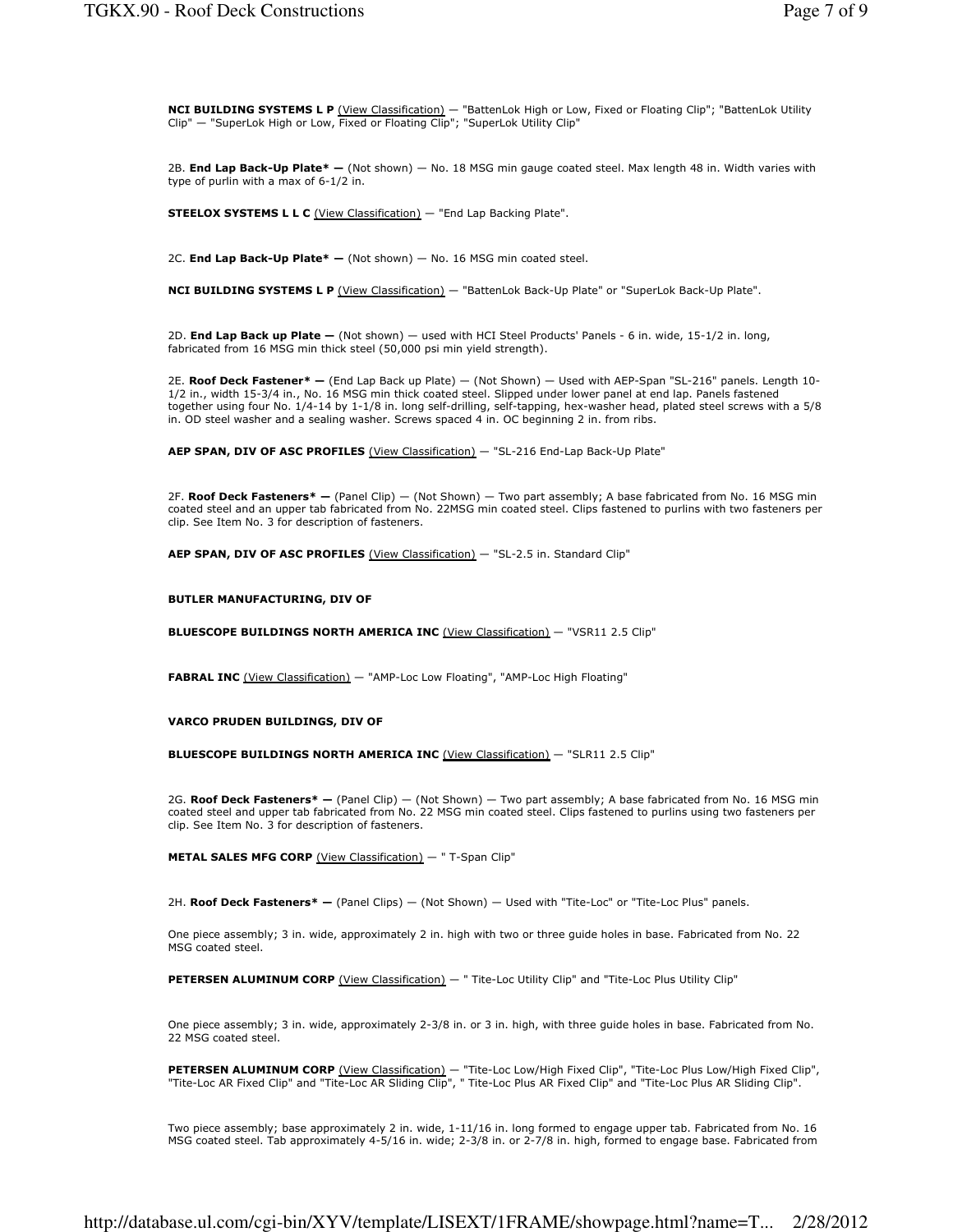**NCI BUILDING SYSTEMS L P** (View Classification) — "BattenLok High or Low, Fixed or Floating Clip"; "BattenLok Utility Clip" — "SuperLok High or Low, Fixed or Floating Clip"; "SuperLok Utility Clip"

2B. **End Lap Back-Up Plate* —** (Not shown) — No. 18 MSG min gauge coated steel. Max length 48 in. Width varies with type of purlin with a max of 6-1/2 in.

**STEELOX SYSTEMS L L C** (View Classification) — "End Lap Backing Plate".

2C. **End Lap Back-Up Plate* —** (Not shown) — No. 16 MSG min coated steel.

**NCI BUILDING SYSTEMS L P** (View Classification) — "BattenLok Back-Up Plate" or "SuperLok Back-Up Plate".

2D. **End Lap Back up Plate —** (Not shown) — used with HCI Steel Products' Panels - 6 in. wide, 15-1/2 in. long, fabricated from 16 MSG min thick steel (50,000 psi min yield strength).

2E. **Roof Deck Fastener* —** (End Lap Back up Plate) — (Not Shown) — Used with AEP-Span "SL-216" panels. Length 10-1/2 in., width 15-3/4 in., No. 16 MSG min thick coated steel. Slipped under lower panel at end lap. Panels fastened together using four No. 1/4-14 by 1-1/8 in. long self-drilling, self-tapping, hex-washer head, plated steel screws with a 5/8 in. OD steel washer and a sealing washer. Screws spaced 4 in. OC beginning 2 in. from ribs.

**AEP SPAN, DIV OF ASC PROFILES** (View Classification) — "SL-216 End-Lap Back-Up Plate"

2F. **Roof Deck Fasteners* —** (Panel Clip) — (Not Shown) — Two part assembly; A base fabricated from No. 16 MSG min coated steel and an upper tab fabricated from No. 22MSG min coated steel. Clips fastened to purlins with two fasteners per clip. See Item No. 3 for description of fasteners.

**AEP SPAN, DIV OF ASC PROFILES** (View Classification) — "SL-2.5 in. Standard Clip"

**BUTLER MANUFACTURING, DIV OF**

**BLUESCOPE BUILDINGS NORTH AMERICA INC** (View Classification) — "VSR11 2.5 Clip"

**FABRAL INC** (View Classification) — "AMP-Loc Low Floating", "AMP-Loc High Floating"

**VARCO PRUDEN BUILDINGS, DIV OF**

**BLUESCOPE BUILDINGS NORTH AMERICA INC** (View Classification) — "SLR11 2.5 Clip"

2G. **Roof Deck Fasteners* —** (Panel Clip) — (Not Shown) — Two part assembly; A base fabricated from No. 16 MSG min coated steel and upper tab fabricated from No. 22 MSG min coated steel. Clips fastened to purlins using two fasteners per clip. See Item No. 3 for description of fasteners.

**METAL SALES MFG CORP** (View Classification) — " T-Span Clip"

2H. **Roof Deck Fasteners* —** (Panel Clips) — (Not Shown) — Used with "Tite-Loc" or "Tite-Loc Plus" panels.

One piece assembly; 3 in. wide, approximately 2 in. high with two or three guide holes in base. Fabricated from No. 22 MSG coated steel.

**PETERSEN ALUMINUM CORP** (View Classification) — " Tite-Loc Utility Clip" and "Tite-Loc Plus Utility Clip"

One piece assembly; 3 in. wide, approximately 2-3/8 in. or 3 in. high, with three guide holes in base. Fabricated from No. 22 MSG coated steel.

**PETERSEN ALUMINUM CORP** (View Classification) — "Tite-Loc Low/High Fixed Clip", "Tite-Loc Plus Low/High Fixed Clip", "Tite-Loc AR Fixed Clip" and "Tite-Loc AR Sliding Clip", " Tite-Loc Plus AR Fixed Clip" and "Tite-Loc Plus AR Sliding Clip".

Two piece assembly; base approximately 2 in. wide, 1-11/16 in. long formed to engage upper tab. Fabricated from No. 16 MSG coated steel. Tab approximately 4-5/16 in. wide; 2-3/8 in. or 2-7/8 in. high, formed to engage base. Fabricated from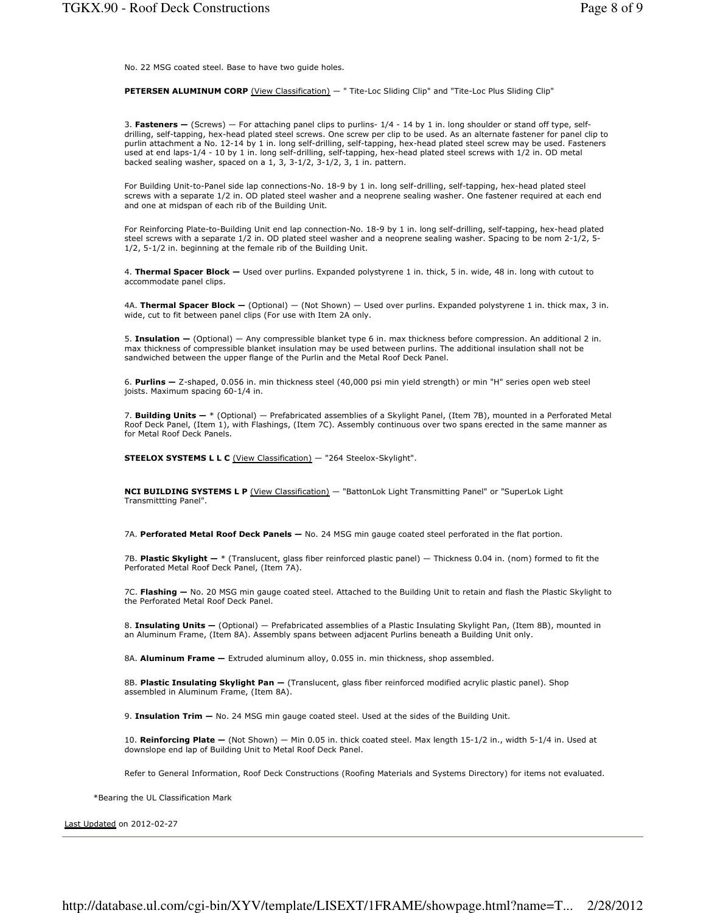No. 22 MSG coated steel. Base to have two guide holes.

**PETERSEN ALUMINUM CORP** (View Classification) — " Tite-Loc Sliding Clip" and "Tite-Loc Plus Sliding Clip"

3. **Fasteners —** (Screws) — For attaching panel clips to purlins- 1/4 - 14 by 1 in. long shoulder or stand off type, self-drilling, self-tapping, hex-head plated steel screws. One screw per clip to be used. As an alternate fastener for panel clip to purlin attachment a No. 12-14 by 1 in. long self-drilling, self-tapping, hex-head plated steel screw may be used. Fasteners used at end laps-1/4 - 10 by 1 in. long self-drilling, self-tapping, hex-head plated steel screws with 1/2 in. OD metal backed sealing washer, spaced on a 1, 3, 3-1/2, 3-1/2, 3, 1 in. pattern.

For Building Unit-to-Panel side lap connections-No. 18-9 by 1 in. long self-drilling, self-tapping, hex-head plated steel screws with a separate 1/2 in. OD plated steel washer and a neoprene sealing washer. One fastener required at each end and one at midspan of each rib of the Building Unit.

For Reinforcing Plate-to-Building Unit end lap connection-No. 18-9 by 1 in. long self-drilling, self-tapping, hex-head plated steel screws with a separate 1/2 in. OD plated steel washer and a neoprene sealing washer. Spacing to be nom 2-1/2, 5-1/2, 5-1/2 in. beginning at the female rib of the Building Unit.

4. **Thermal Spacer Block —** Used over purlins. Expanded polystyrene 1 in. thick, 5 in. wide, 48 in. long with cutout to accommodate panel clips.

4A. **Thermal Spacer Block —** (Optional) — (Not Shown) — Used over purlins. Expanded polystyrene 1 in. thick max, 3 in. wide, cut to fit between panel clips (For use with Item 2A only.

5. **Insulation —** (Optional) — Any compressible blanket type 6 in. max thickness before compression. An additional 2 in. max thickness of compressible blanket insulation may be used between purlins. The additional insulation shall not be sandwiched between the upper flange of the Purlin and the Metal Roof Deck Panel.

6. **Purlins —** Z-shaped, 0.056 in. min thickness steel (40,000 psi min yield strength) or min "H" series open web steel joists. Maximum spacing 60-1/4 in.

7. **Building Units —** * (Optional) — Prefabricated assemblies of a Skylight Panel, (Item 7B), mounted in a Perforated Metal Roof Deck Panel, (Item 1), with Flashings, (Item 7C). Assembly continuous over two spans erected in the same manner as for Metal Roof Deck Panels.

**STEELOX SYSTEMS L L C** (View Classification) — "264 Steelox-Skylight".

**NCI BUILDING SYSTEMS L P** (View Classification) — "BattonLok Light Transmitting Panel" or "SuperLok Light Transmittting Panel".

7A. **Perforated Metal Roof Deck Panels —** No. 24 MSG min gauge coated steel perforated in the flat portion.

7B. **Plastic Skylight —** * (Translucent, glass fiber reinforced plastic panel) — Thickness 0.04 in. (nom) formed to fit the Perforated Metal Roof Deck Panel, (Item 7A).

7C. **Flashing —** No. 20 MSG min gauge coated steel. Attached to the Building Unit to retain and flash the Plastic Skylight to the Perforated Metal Roof Deck Panel.

8. **Insulating Units —** (Optional) — Prefabricated assemblies of a Plastic Insulating Skylight Pan, (Item 8B), mounted in an Aluminum Frame, (Item 8A). Assembly spans between adjacent Purlins beneath a Building Unit only.

8A. **Aluminum Frame —** Extruded aluminum alloy, 0.055 in. min thickness, shop assembled.

8B. **Plastic Insulating Skylight Pan —** (Translucent, glass fiber reinforced modified acrylic plastic panel). Shop assembled in Aluminum Frame, (Item 8A).

9. **Insulation Trim —** No. 24 MSG min gauge coated steel. Used at the sides of the Building Unit.

10. **Reinforcing Plate —** (Not Shown) — Min 0.05 in. thick coated steel. Max length 15-1/2 in., width 5-1/4 in. Used at downslope end lap of Building Unit to Metal Roof Deck Panel.

Refer to General Information, Roof Deck Constructions (Roofing Materials and Systems Directory) for items not evaluated.

*Bearing the UL Classification Mark

Last Updated on 2012-02-27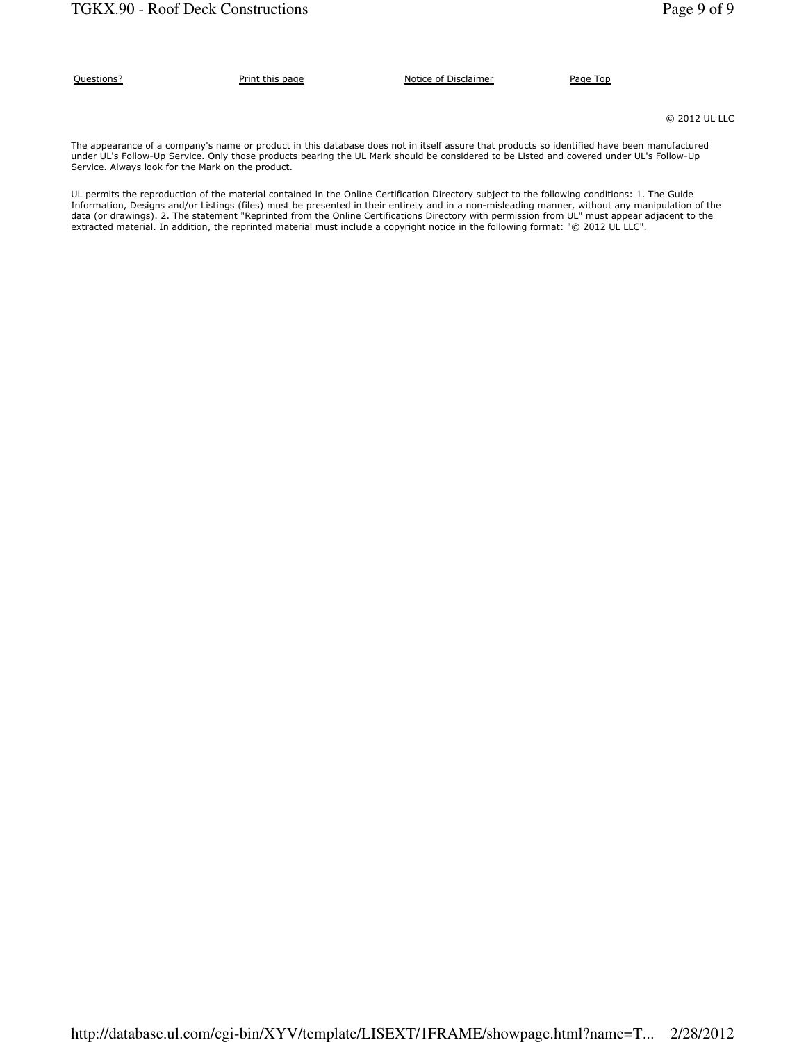Questions? Print this page Notice of Disclaimer Page Top

© 2012 UL LLC

The appearance of a company's name or product in this database does not in itself assure that products so identified have been manufactured under UL's Follow-Up Service. Only those products bearing the UL Mark should be considered to be Listed and covered under UL's Follow-Up Service. Always look for the Mark on the product.

UL permits the reproduction of the material contained in the Online Certification Directory subject to the following conditions: 1. The Guide Information, Designs and/or Listings (files) must be presented in their entirety and in a non-misleading manner, without any manipulation of the data (or drawings). 2. The statement "Reprinted from the Online Certifications Directory with permission from UL" must appear adjacent to the extracted material. In addition, the reprinted material must include a copyright notice in the following format: "© 2012 UL LLC".